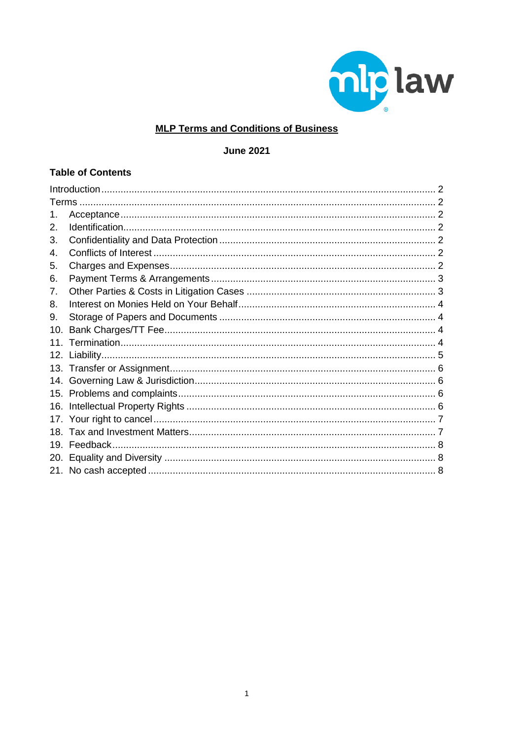# MLP Terms and Conditions of Business

**June 2021**

## Table of Contents

Introduction ........ 2
Terms ........ 2
1. Acceptance ........ 2
2. Identification ........ 2
3. Confidentiality and Data Protection ........ 2
4. Conflicts of Interest ........ 2
5. Charges and Expenses ........ 2
6. Payment Terms & Arrangements ........ 3
7. Other Parties & Costs in Litigation Cases ........ 3
8. Interest on Monies Held on Your Behalf ........ 4
9. Storage of Papers and Documents ........ 4
10. Bank Charges/TT Fee ........ 4
11. Termination ........ 4
12. Liability ........ 5
13. Transfer or Assignment ........ 6
14. Governing Law & Jurisdiction ........ 6
15. Problems and complaints ........ 6
16. Intellectual Property Rights ........ 6
17. Your right to cancel ........ 7
18. Tax and Investment Matters ........ 7
19. Feedback ........ 8
20. Equality and Diversity ........ 8
21. No cash accepted ........ 8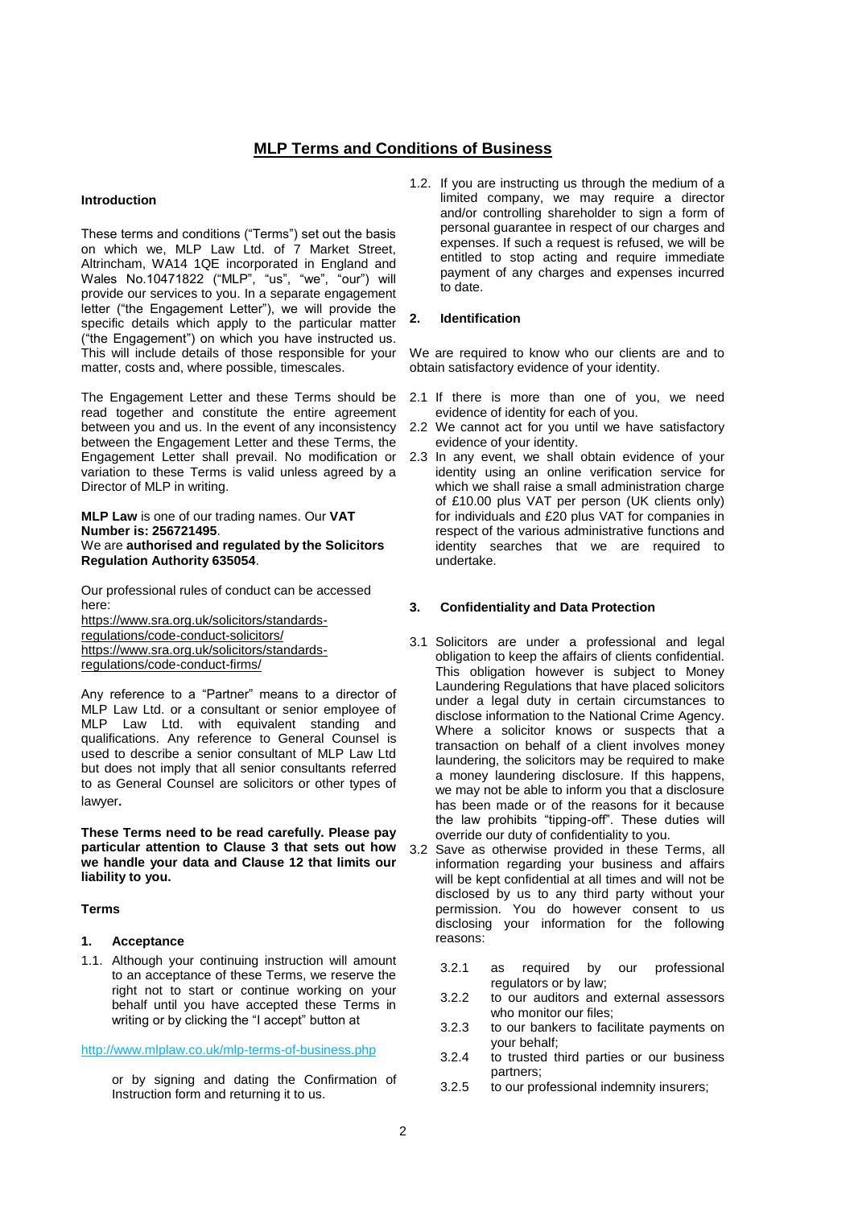## MLP Terms and Conditions of Business

**Introduction**

These terms and conditions ("Terms") set out the basis on which we, MLP Law Ltd. of 7 Market Street, Altrincham, WA14 1QE incorporated in England and Wales No.10471822 ("MLP", "us", "we", "our") will provide our services to you. In a separate engagement letter ("the Engagement Letter"), we will provide the specific details which apply to the particular matter ("the Engagement") on which you have instructed us. This will include details of those responsible for your matter, costs and, where possible, timescales.

The Engagement Letter and these Terms should be read together and constitute the entire agreement between you and us. In the event of any inconsistency between the Engagement Letter and these Terms, the Engagement Letter shall prevail. No modification or variation to these Terms is valid unless agreed by a Director of MLP in writing.

**MLP Law** is one of our trading names. Our **VAT Number is: 256721495**.
We are **authorised and regulated by the Solicitors Regulation Authority 635054**.

Our professional rules of conduct can be accessed here:
https://www.sra.org.uk/solicitors/standards-regulations/code-conduct-solicitors/
https://www.sra.org.uk/solicitors/standards-regulations/code-conduct-firms/

Any reference to a "Partner" means to a director of MLP Law Ltd. or a consultant or senior employee of MLP Law Ltd. with equivalent standing and qualifications. Any reference to General Counsel is used to describe a senior consultant of MLP Law Ltd but does not imply that all senior consultants referred to as General Counsel are solicitors or other types of lawyer**.**

**These Terms need to be read carefully. Please pay particular attention to Clause 3 that sets out how we handle your data and Clause 12 that limits our liability to you.**

**Terms**

**1. Acceptance**

1.1. Although your continuing instruction will amount to an acceptance of these Terms, we reserve the right not to start or continue working on your behalf until you have accepted these Terms in writing or by clicking the "I accept" button at

http://www.mlplaw.co.uk/mlp-terms-of-business.php

or by signing and dating the Confirmation of Instruction form and returning it to us.

1.2. If you are instructing us through the medium of a limited company, we may require a director and/or controlling shareholder to sign a form of personal guarantee in respect of our charges and expenses. If such a request is refused, we will be entitled to stop acting and require immediate payment of any charges and expenses incurred to date.

**2. Identification**

We are required to know who our clients are and to obtain satisfactory evidence of your identity.

2.1 If there is more than one of you, we need evidence of identity for each of you.

2.2 We cannot act for you until we have satisfactory evidence of your identity.

2.3 In any event, we shall obtain evidence of your identity using an online verification service for which we shall raise a small administration charge of £10.00 plus VAT per person (UK clients only) for individuals and £20 plus VAT for companies in respect of the various administrative functions and identity searches that we are required to undertake.

**3. Confidentiality and Data Protection**

3.1 Solicitors are under a professional and legal obligation to keep the affairs of clients confidential. This obligation however is subject to Money Laundering Regulations that have placed solicitors under a legal duty in certain circumstances to disclose information to the National Crime Agency. Where a solicitor knows or suspects that a transaction on behalf of a client involves money laundering, the solicitors may be required to make a money laundering disclosure. If this happens, we may not be able to inform you that a disclosure has been made or of the reasons for it because the law prohibits "tipping-off". These duties will override our duty of confidentiality to you.

3.2 Save as otherwise provided in these Terms, all information regarding your business and affairs will be kept confidential at all times and will not be disclosed by us to any third party without your permission. You do however consent to us disclosing your information for the following reasons:

3.2.1 as required by our professional regulators or by law;

3.2.2 to our auditors and external assessors who monitor our files;

3.2.3 to our bankers to facilitate payments on your behalf;

3.2.4 to trusted third parties or our business partners;

3.2.5 to our professional indemnity insurers;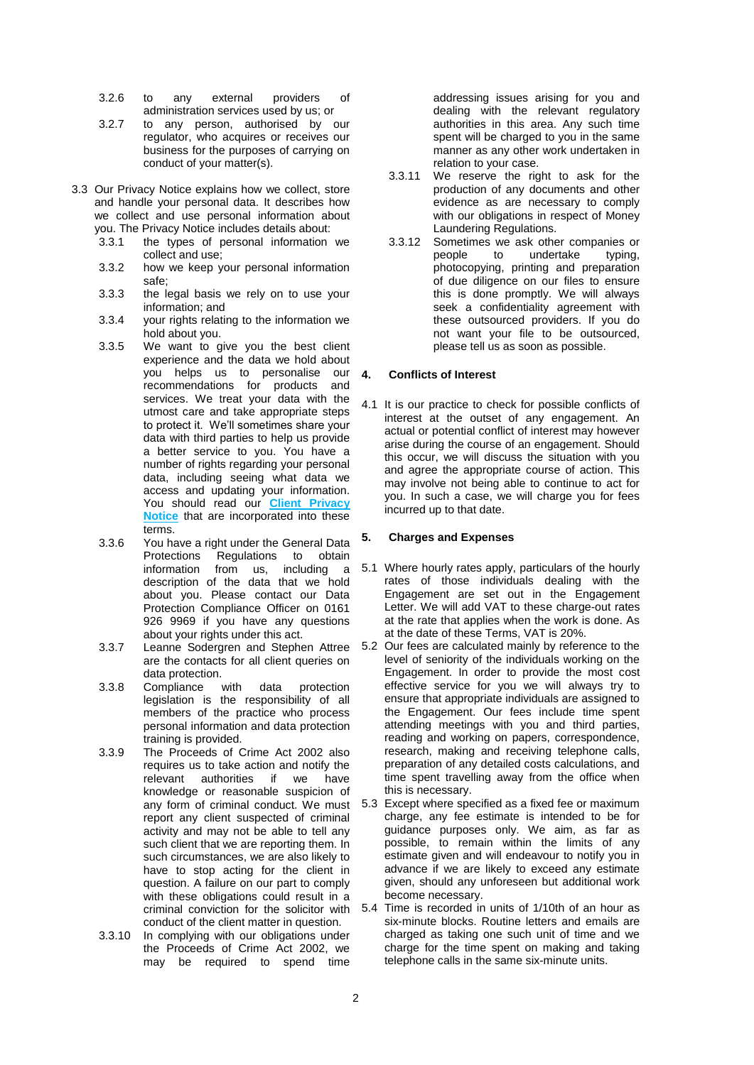3.2.6 to any external providers of administration services used by us; or

3.2.7 to any person, authorised by our regulator, who acquires or receives our business for the purposes of carrying on conduct of your matter(s).

3.3 Our Privacy Notice explains how we collect, store and handle your personal data. It describes how we collect and use personal information about you. The Privacy Notice includes details about:

3.3.1 the types of personal information we collect and use;

3.3.2 how we keep your personal information safe;

3.3.3 the legal basis we rely on to use your information; and

3.3.4 your rights relating to the information we hold about you.

3.3.5 We want to give you the best client experience and the data we hold about you helps us to personalise our recommendations for products and services. We treat your data with the utmost care and take appropriate steps to protect it. We'll sometimes share your data with third parties to help us provide a better service to you. You have a number of rights regarding your personal data, including seeing what data we access and updating your information. You should read our **Client Privacy Notice** that are incorporated into these terms.

3.3.6 You have a right under the General Data Protections Regulations to obtain information from us, including a description of the data that we hold about you. Please contact our Data Protection Compliance Officer on 0161 926 9969 if you have any questions about your rights under this act.

3.3.7 Leanne Sodergren and Stephen Attree are the contacts for all client queries on data protection.

3.3.8 Compliance with data protection legislation is the responsibility of all members of the practice who process personal information and data protection training is provided.

3.3.9 The Proceeds of Crime Act 2002 also requires us to take action and notify the relevant authorities if we have knowledge or reasonable suspicion of any form of criminal conduct. We must report any client suspected of criminal activity and may not be able to tell any such client that we are reporting them. In such circumstances, we are also likely to have to stop acting for the client in question. A failure on our part to comply with these obligations could result in a criminal conviction for the solicitor with conduct of the client matter in question.

3.3.10 In complying with our obligations under the Proceeds of Crime Act 2002, we may be required to spend time addressing issues arising for you and dealing with the relevant regulatory authorities in this area. Any such time spent will be charged to you in the same manner as any other work undertaken in relation to your case.

3.3.11 We reserve the right to ask for the production of any documents and other evidence as are necessary to comply with our obligations in respect of Money Laundering Regulations.

3.3.12 Sometimes we ask other companies or people to undertake typing, photocopying, printing and preparation of due diligence on our files to ensure this is done promptly. We will always seek a confidentiality agreement with these outsourced providers. If you do not want your file to be outsourced, please tell us as soon as possible.

## 4. Conflicts of Interest

4.1 It is our practice to check for possible conflicts of interest at the outset of any engagement. An actual or potential conflict of interest may however arise during the course of an engagement. Should this occur, we will discuss the situation with you and agree the appropriate course of action. This may involve not being able to continue to act for you. In such a case, we will charge you for fees incurred up to that date.

## 5. Charges and Expenses

5.1 Where hourly rates apply, particulars of the hourly rates of those individuals dealing with the Engagement are set out in the Engagement Letter. We will add VAT to these charge-out rates at the rate that applies when the work is done. As at the date of these Terms, VAT is 20%.

5.2 Our fees are calculated mainly by reference to the level of seniority of the individuals working on the Engagement. In order to provide the most cost effective service for you we will always try to ensure that appropriate individuals are assigned to the Engagement. Our fees include time spent attending meetings with you and third parties, reading and working on papers, correspondence, research, making and receiving telephone calls, preparation of any detailed costs calculations, and time spent travelling away from the office when this is necessary.

5.3 Except where specified as a fixed fee or maximum charge, any fee estimate is intended to be for guidance purposes only. We aim, as far as possible, to remain within the limits of any estimate given and will endeavour to notify you in advance if we are likely to exceed any estimate given, should any unforeseen but additional work become necessary.

5.4 Time is recorded in units of 1/10th of an hour as six-minute blocks. Routine letters and emails are charged as taking one such unit of time and we charge for the time spent on making and taking telephone calls in the same six-minute units.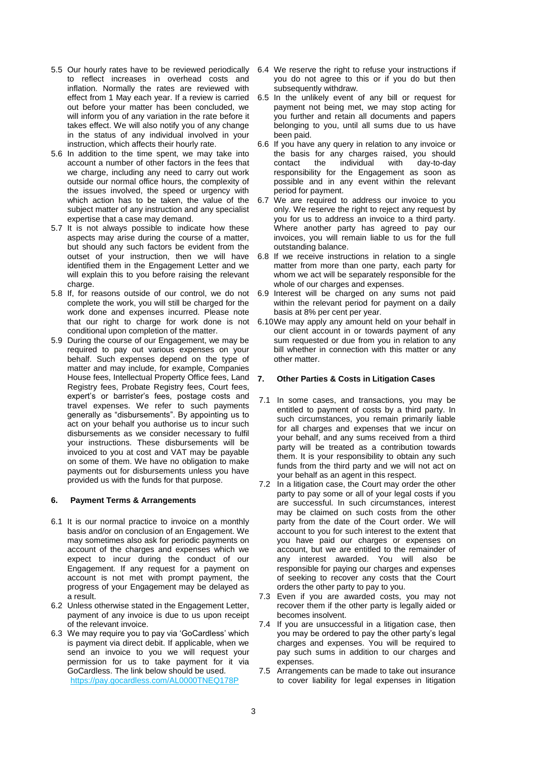5.5 Our hourly rates have to be reviewed periodically to reflect increases in overhead costs and inflation. Normally the rates are reviewed with effect from 1 May each year. If a review is carried out before your matter has been concluded, we will inform you of any variation in the rate before it takes effect. We will also notify you of any change in the status of any individual involved in your instruction, which affects their hourly rate.

5.6 In addition to the time spent, we may take into account a number of other factors in the fees that we charge, including any need to carry out work outside our normal office hours, the complexity of the issues involved, the speed or urgency with which action has to be taken, the value of the subject matter of any instruction and any specialist expertise that a case may demand.

5.7 It is not always possible to indicate how these aspects may arise during the course of a matter, but should any such factors be evident from the outset of your instruction, then we will have identified them in the Engagement Letter and we will explain this to you before raising the relevant charge.

5.8 If, for reasons outside of our control, we do not complete the work, you will still be charged for the work done and expenses incurred. Please note that our right to charge for work done is not conditional upon completion of the matter.

5.9 During the course of our Engagement, we may be required to pay out various expenses on your behalf. Such expenses depend on the type of matter and may include, for example, Companies House fees, Intellectual Property Office fees, Land Registry fees, Probate Registry fees, Court fees, expert's or barrister's fees, postage costs and travel expenses. We refer to such payments generally as "disbursements". By appointing us to act on your behalf you authorise us to incur such disbursements as we consider necessary to fulfil your instructions. These disbursements will be invoiced to you at cost and VAT may be payable on some of them. We have no obligation to make payments out for disbursements unless you have provided us with the funds for that purpose.

## 6. Payment Terms & Arrangements

6.1 It is our normal practice to invoice on a monthly basis and/or on conclusion of an Engagement. We may sometimes also ask for periodic payments on account of the charges and expenses which we expect to incur during the conduct of our Engagement. If any request for a payment on account is not met with prompt payment, the progress of your Engagement may be delayed as a result.

6.2 Unless otherwise stated in the Engagement Letter, payment of any invoice is due to us upon receipt of the relevant invoice.

6.3 We may require you to pay via 'GoCardless' which is payment via direct debit. If applicable, when we send an invoice to you we will request your permission for us to take payment for it via GoCardless. The link below should be used. https://pay.gocardless.com/AL0000TNEQ178P

6.4 We reserve the right to refuse your instructions if you do not agree to this or if you do but then subsequently withdraw.

6.5 In the unlikely event of any bill or request for payment not being met, we may stop acting for you further and retain all documents and papers belonging to you, until all sums due to us have been paid.

6.6 If you have any query in relation to any invoice or the basis for any charges raised, you should contact the individual with day-to-day responsibility for the Engagement as soon as possible and in any event within the relevant period for payment.

6.7 We are required to address our invoice to you only. We reserve the right to reject any request by you for us to address an invoice to a third party. Where another party has agreed to pay our invoices, you will remain liable to us for the full outstanding balance.

6.8 If we receive instructions in relation to a single matter from more than one party, each party for whom we act will be separately responsible for the whole of our charges and expenses.

6.9 Interest will be charged on any sums not paid within the relevant period for payment on a daily basis at 8% per cent per year.

6.10 We may apply any amount held on your behalf in our client account in or towards payment of any sum requested or due from you in relation to any bill whether in connection with this matter or any other matter.

## 7. Other Parties & Costs in Litigation Cases

7.1 In some cases, and transactions, you may be entitled to payment of costs by a third party. In such circumstances, you remain primarily liable for all charges and expenses that we incur on your behalf, and any sums received from a third party will be treated as a contribution towards them. It is your responsibility to obtain any such funds from the third party and we will not act on your behalf as an agent in this respect.

7.2 In a litigation case, the Court may order the other party to pay some or all of your legal costs if you are successful. In such circumstances, interest may be claimed on such costs from the other party from the date of the Court order. We will account to you for such interest to the extent that you have paid our charges or expenses on account, but we are entitled to the remainder of any interest awarded. You will also be responsible for paying our charges and expenses of seeking to recover any costs that the Court orders the other party to pay to you.

7.3 Even if you are awarded costs, you may not recover them if the other party is legally aided or becomes insolvent.

7.4 If you are unsuccessful in a litigation case, then you may be ordered to pay the other party's legal charges and expenses. You will be required to pay such sums in addition to our charges and expenses.

7.5 Arrangements can be made to take out insurance to cover liability for legal expenses in litigation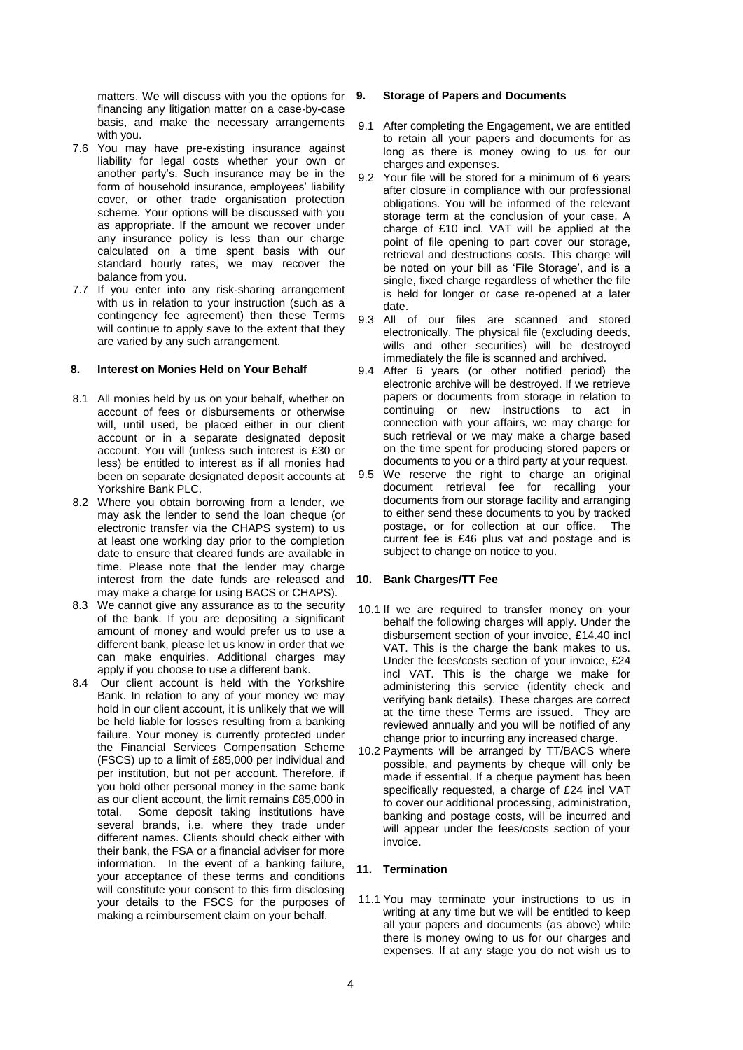matters. We will discuss with you the options for financing any litigation matter on a case-by-case basis, and make the necessary arrangements with you.

7.6 You may have pre-existing insurance against liability for legal costs whether your own or another party's. Such insurance may be in the form of household insurance, employees' liability cover, or other trade organisation protection scheme. Your options will be discussed with you as appropriate. If the amount we recover under any insurance policy is less than our charge calculated on a time spent basis with our standard hourly rates, we may recover the balance from you.

7.7 If you enter into any risk-sharing arrangement with us in relation to your instruction (such as a contingency fee agreement) then these Terms will continue to apply save to the extent that they are varied by any such arrangement.

## 8. Interest on Monies Held on Your Behalf

8.1 All monies held by us on your behalf, whether on account of fees or disbursements or otherwise will, until used, be placed either in our client account or in a separate designated deposit account. You will (unless such interest is £30 or less) be entitled to interest as if all monies had been on separate designated deposit accounts at Yorkshire Bank PLC.

8.2 Where you obtain borrowing from a lender, we may ask the lender to send the loan cheque (or electronic transfer via the CHAPS system) to us at least one working day prior to the completion date to ensure that cleared funds are available in time. Please note that the lender may charge interest from the date funds are released and may make a charge for using BACS or CHAPS).

8.3 We cannot give any assurance as to the security of the bank. If you are depositing a significant amount of money and would prefer us to use a different bank, please let us know in order that we can make enquiries. Additional charges may apply if you choose to use a different bank.

8.4 Our client account is held with the Yorkshire Bank. In relation to any of your money we may hold in our client account, it is unlikely that we will be held liable for losses resulting from a banking failure. Your money is currently protected under the Financial Services Compensation Scheme (FSCS) up to a limit of £85,000 per individual and per institution, but not per account. Therefore, if you hold other personal money in the same bank as our client account, the limit remains £85,000 in total. Some deposit taking institutions have several brands, i.e. where they trade under different names. Clients should check either with their bank, the FSA or a financial adviser for more information. In the event of a banking failure, your acceptance of these terms and conditions will constitute your consent to this firm disclosing your details to the FSCS for the purposes of making a reimbursement claim on your behalf.

## 9. Storage of Papers and Documents

9.1 After completing the Engagement, we are entitled to retain all your papers and documents for as long as there is money owing to us for our charges and expenses.

9.2 Your file will be stored for a minimum of 6 years after closure in compliance with our professional obligations. You will be informed of the relevant storage term at the conclusion of your case. A charge of £10 incl. VAT will be applied at the point of file opening to part cover our storage, retrieval and destructions costs. This charge will be noted on your bill as 'File Storage', and is a single, fixed charge regardless of whether the file is held for longer or case re-opened at a later date.

9.3 All of our files are scanned and stored electronically. The physical file (excluding deeds, wills and other securities) will be destroyed immediately the file is scanned and archived.

9.4 After 6 years (or other notified period) the electronic archive will be destroyed. If we retrieve papers or documents from storage in relation to continuing or new instructions to act in connection with your affairs, we may charge for such retrieval or we may make a charge based on the time spent for producing stored papers or documents to you or a third party at your request.

9.5 We reserve the right to charge an original document retrieval fee for recalling your documents from our storage facility and arranging to either send these documents to you by tracked postage, or for collection at our office. The current fee is £46 plus vat and postage and is subject to change on notice to you.

## 10. Bank Charges/TT Fee

10.1 If we are required to transfer money on your behalf the following charges will apply. Under the disbursement section of your invoice, £14.40 incl VAT. This is the charge the bank makes to us. Under the fees/costs section of your invoice, £24 incl VAT. This is the charge we make for administering this service (identity check and verifying bank details). These charges are correct at the time these Terms are issued. They are reviewed annually and you will be notified of any change prior to incurring any increased charge.

10.2 Payments will be arranged by TT/BACS where possible, and payments by cheque will only be made if essential. If a cheque payment has been specifically requested, a charge of £24 incl VAT to cover our additional processing, administration, banking and postage costs, will be incurred and will appear under the fees/costs section of your invoice.

## 11. Termination

11.1 You may terminate your instructions to us in writing at any time but we will be entitled to keep all your papers and documents (as above) while there is money owing to us for our charges and expenses. If at any stage you do not wish us to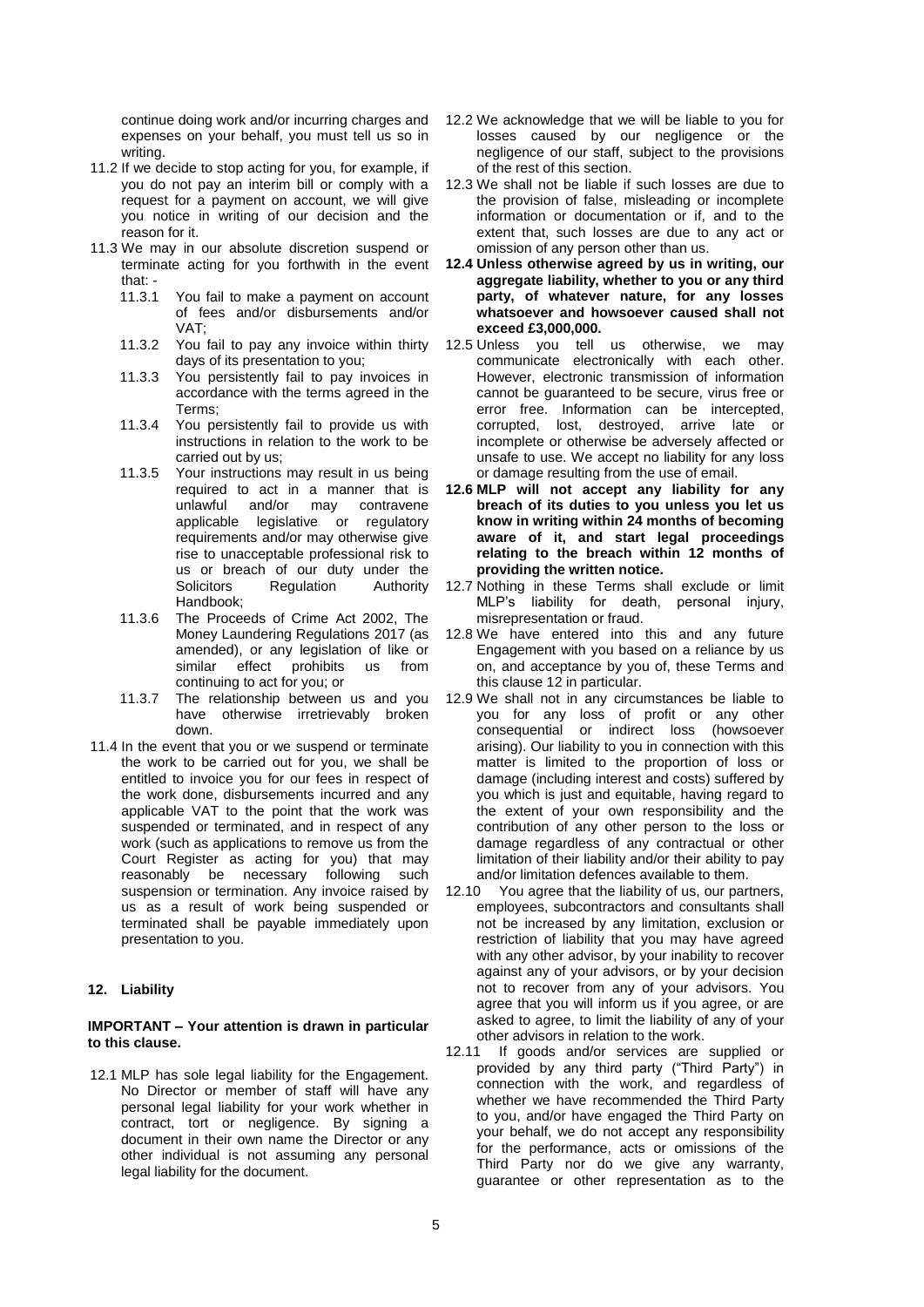continue doing work and/or incurring charges and expenses on your behalf, you must tell us so in writing.

11.2 If we decide to stop acting for you, for example, if you do not pay an interim bill or comply with a request for a payment on account, we will give you notice in writing of our decision and the reason for it.

11.3 We may in our absolute discretion suspend or terminate acting for you forthwith in the event that: -

- 11.3.1 You fail to make a payment on account of fees and/or disbursements and/or VAT;
- 11.3.2 You fail to pay any invoice within thirty days of its presentation to you;
- 11.3.3 You persistently fail to pay invoices in accordance with the terms agreed in the Terms;
- 11.3.4 You persistently fail to provide us with instructions in relation to the work to be carried out by us;
- 11.3.5 Your instructions may result in us being required to act in a manner that is unlawful and/or may contravene applicable legislative or regulatory requirements and/or may otherwise give rise to unacceptable professional risk to us or breach of our duty under the Solicitors Regulation Authority Handbook;
- 11.3.6 The Proceeds of Crime Act 2002, The Money Laundering Regulations 2017 (as amended), or any legislation of like or similar effect prohibits us from continuing to act for you; or
- 11.3.7 The relationship between us and you have otherwise irretrievably broken down.

11.4 In the event that you or we suspend or terminate the work to be carried out for you, we shall be entitled to invoice you for our fees in respect of the work done, disbursements incurred and any applicable VAT to the point that the work was suspended or terminated, and in respect of any work (such as applications to remove us from the Court Register as acting for you) that may reasonably be necessary following such suspension or termination. Any invoice raised by us as a result of work being suspended or terminated shall be payable immediately upon presentation to you.

## 12. Liability

**IMPORTANT – Your attention is drawn in particular to this clause.**

12.1 MLP has sole legal liability for the Engagement. No Director or member of staff will have any personal legal liability for your work whether in contract, tort or negligence. By signing a document in their own name the Director or any other individual is not assuming any personal legal liability for the document.

12.2 We acknowledge that we will be liable to you for losses caused by our negligence or the negligence of our staff, subject to the provisions of the rest of this section.

12.3 We shall not be liable if such losses are due to the provision of false, misleading or incomplete information or documentation or if, and to the extent that, such losses are due to any act or omission of any person other than us.

**12.4 Unless otherwise agreed by us in writing, our aggregate liability, whether to you or any third party, of whatever nature, for any losses whatsoever and howsoever caused shall not exceed £3,000,000.**

12.5 Unless you tell us otherwise, we may communicate electronically with each other. However, electronic transmission of information cannot be guaranteed to be secure, virus free or error free. Information can be intercepted, corrupted, lost, destroyed, arrive late or incomplete or otherwise be adversely affected or unsafe to use. We accept no liability for any loss or damage resulting from the use of email.

**12.6 MLP will not accept any liability for any breach of its duties to you unless you let us know in writing within 24 months of becoming aware of it, and start legal proceedings relating to the breach within 12 months of providing the written notice.**

12.7 Nothing in these Terms shall exclude or limit MLP's liability for death, personal injury, misrepresentation or fraud.

12.8 We have entered into this and any future Engagement with you based on a reliance by us on, and acceptance by you of, these Terms and this clause 12 in particular.

12.9 We shall not in any circumstances be liable to you for any loss of profit or any other consequential or indirect loss (howsoever arising). Our liability to you in connection with this matter is limited to the proportion of loss or damage (including interest and costs) suffered by you which is just and equitable, having regard to the extent of your own responsibility and the contribution of any other person to the loss or damage regardless of any contractual or other limitation of their liability and/or their ability to pay and/or limitation defences available to them.

12.10 You agree that the liability of us, our partners, employees, subcontractors and consultants shall not be increased by any limitation, exclusion or restriction of liability that you may have agreed with any other advisor, by your inability to recover against any of your advisors, or by your decision not to recover from any of your advisors. You agree that you will inform us if you agree, or are asked to agree, to limit the liability of any of your other advisors in relation to the work.

12.11 If goods and/or services are supplied or provided by any third party ("Third Party") in connection with the work, and regardless of whether we have recommended the Third Party to you, and/or have engaged the Third Party on your behalf, we do not accept any responsibility for the performance, acts or omissions of the Third Party nor do we give any warranty, guarantee or other representation as to the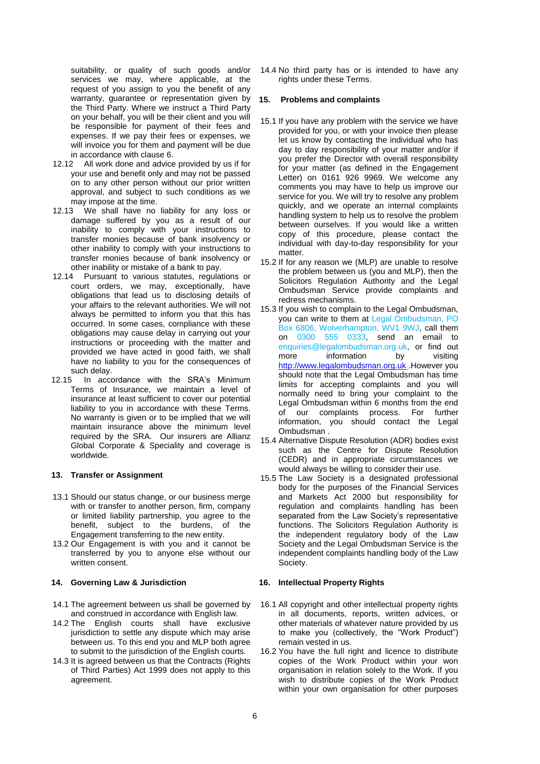suitability, or quality of such goods and/or services we may, where applicable, at the request of you assign to you the benefit of any warranty, guarantee or representation given by the Third Party. Where we instruct a Third Party on your behalf, you will be their client and you will be responsible for payment of their fees and expenses. If we pay their fees or expenses, we will invoice you for them and payment will be due in accordance with clause 6.

12.12 All work done and advice provided by us if for your use and benefit only and may not be passed on to any other person without our prior written approval, and subject to such conditions as we may impose at the time.

12.13 We shall have no liability for any loss or damage suffered by you as a result of our inability to comply with your instructions to transfer monies because of bank insolvency or other inability to comply with your instructions to transfer monies because of bank insolvency or other inability or mistake of a bank to pay.

12.14 Pursuant to various statutes, regulations or court orders, we may, exceptionally, have obligations that lead us to disclosing details of your affairs to the relevant authorities. We will not always be permitted to inform you that this has occurred. In some cases, compliance with these obligations may cause delay in carrying out your instructions or proceeding with the matter and provided we have acted in good faith, we shall have no liability to you for the consequences of such delay.

12.15 In accordance with the SRA's Minimum Terms of Insurance, we maintain a level of insurance at least sufficient to cover our potential liability to you in accordance with these Terms. No warranty is given or to be implied that we will maintain insurance above the minimum level required by the SRA. Our insurers are Allianz Global Corporate & Speciality and coverage is worldwide.

## 13. Transfer or Assignment

13.1 Should our status change, or our business merge with or transfer to another person, firm, company or limited liability partnership, you agree to the benefit, subject to the burdens, of the Engagement transferring to the new entity.

13.2 Our Engagement is with you and it cannot be transferred by you to anyone else without our written consent.

## 14. Governing Law & Jurisdiction

14.1 The agreement between us shall be governed by and construed in accordance with English law.

14.2 The English courts shall have exclusive jurisdiction to settle any dispute which may arise between us. To this end you and MLP both agree to submit to the jurisdiction of the English courts.

14.3 It is agreed between us that the Contracts (Rights of Third Parties) Act 1999 does not apply to this agreement.

14.4 No third party has or is intended to have any rights under these Terms.

## 15. Problems and complaints

15.1 If you have any problem with the service we have provided for you, or with your invoice then please let us know by contacting the individual who has day to day responsibility of your matter and/or if you prefer the Director with overall responsibility for your matter (as defined in the Engagement Letter) on 0161 926 9969. We welcome any comments you may have to help us improve our service for you. We will try to resolve any problem quickly, and we operate an internal complaints handling system to help us to resolve the problem between ourselves. If you would like a written copy of this procedure, please contact the individual with day-to-day responsibility for your matter.

15.2 If for any reason we (MLP) are unable to resolve the problem between us (you and MLP), then the Solicitors Regulation Authority and the Legal Ombudsman Service provide complaints and redress mechanisms.

15.3 If you wish to complain to the Legal Ombudsman, you can write to them at Legal Ombudsman, PO Box 6806, Wolverhampton, WV1 9WJ, call them on 0300 555 0333, send an email to enquiries@legalombudsman.org.uk, or find out more information by visiting http://www.legalombudsman.org.uk..However you should note that the Legal Ombudsman has time limits for accepting complaints and you will normally need to bring your complaint to the Legal Ombudsman within 6 months from the end of our complaints process. For further information, you should contact the Legal Ombudsman .

15.4 Alternative Dispute Resolution (ADR) bodies exist such as the Centre for Dispute Resolution (CEDR) and in appropriate circumstances we would always be willing to consider their use.

15.5 The Law Society is a designated professional body for the purposes of the Financial Services and Markets Act 2000 but responsibility for regulation and complaints handling has been separated from the Law Society's representative functions. The Solicitors Regulation Authority is the independent regulatory body of the Law Society and the Legal Ombudsman Service is the independent complaints handling body of the Law Society.

## 16. Intellectual Property Rights

16.1 All copyright and other intellectual property rights in all documents, reports, written advices, or other materials of whatever nature provided by us to make you (collectively, the "Work Product") remain vested in us.

16.2 You have the full right and licence to distribute copies of the Work Product within your won organisation in relation solely to the Work. If you wish to distribute copies of the Work Product within your own organisation for other purposes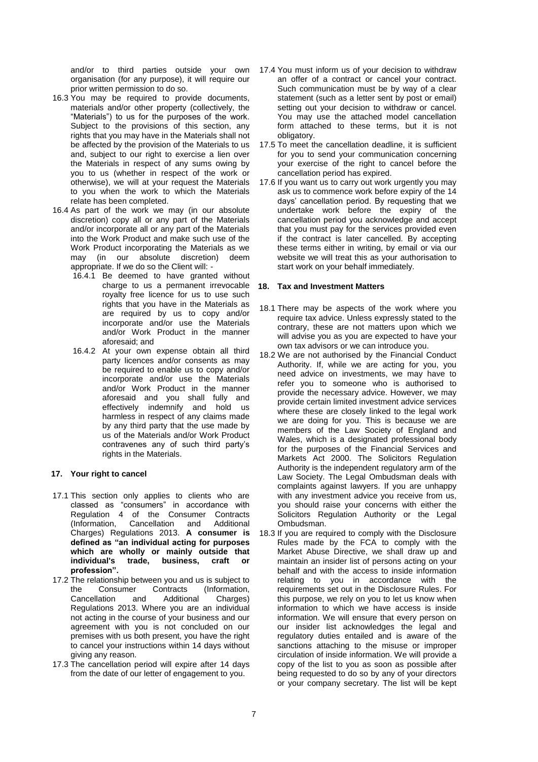and/or to third parties outside your own organisation (for any purpose), it will require our prior written permission to do so.

16.3 You may be required to provide documents, materials and/or other property (collectively, the "Materials") to us for the purposes of the work. Subject to the provisions of this section, any rights that you may have in the Materials shall not be affected by the provision of the Materials to us and, subject to our right to exercise a lien over the Materials in respect of any sums owing by you to us (whether in respect of the work or otherwise), we will at your request the Materials to you when the work to which the Materials relate has been completed.

16.4 As part of the work we may (in our absolute discretion) copy all or any part of the Materials and/or incorporate all or any part of the Materials into the Work Product and make such use of the Work Product incorporating the Materials as we may (in our absolute discretion) deem appropriate. If we do so the Client will: -

16.4.1 Be deemed to have granted without charge to us a permanent irrevocable royalty free licence for us to use such rights that you have in the Materials as are required by us to copy and/or incorporate and/or use the Materials and/or Work Product in the manner aforesaid; and

16.4.2 At your own expense obtain all third party licences and/or consents as may be required to enable us to copy and/or incorporate and/or use the Materials and/or Work Product in the manner aforesaid and you shall fully and effectively indemnify and hold us harmless in respect of any claims made by any third party that the use made by us of the Materials and/or Work Product contravenes any of such third party's rights in the Materials.

## 17. Your right to cancel

17.1 This section only applies to clients who are classed as "consumers" in accordance with Regulation 4 of the Consumer Contracts (Information, Cancellation and Additional Charges) Regulations 2013. **A consumer is defined as "an individual acting for purposes which are wholly or mainly outside that individual's trade, business, craft or profession".**

17.2 The relationship between you and us is subject to the Consumer Contracts (Information, Cancellation and Additional Charges) Regulations 2013. Where you are an individual not acting in the course of your business and our agreement with you is not concluded on our premises with us both present, you have the right to cancel your instructions within 14 days without giving any reason.

17.3 The cancellation period will expire after 14 days from the date of our letter of engagement to you.

17.4 You must inform us of your decision to withdraw an offer of a contract or cancel your contract. Such communication must be by way of a clear statement (such as a letter sent by post or email) setting out your decision to withdraw or cancel. You may use the attached model cancellation form attached to these terms, but it is not obligatory.

17.5 To meet the cancellation deadline, it is sufficient for you to send your communication concerning your exercise of the right to cancel before the cancellation period has expired.

17.6 If you want us to carry out work urgently you may ask us to commence work before expiry of the 14 days' cancellation period. By requesting that we undertake work before the expiry of the cancellation period you acknowledge and accept that you must pay for the services provided even if the contract is later cancelled. By accepting these terms either in writing, by email or via our website we will treat this as your authorisation to start work on your behalf immediately.

## 18. Tax and Investment Matters

18.1 There may be aspects of the work where you require tax advice. Unless expressly stated to the contrary, these are not matters upon which we will advise you as you are expected to have your own tax advisors or we can introduce you.

18.2 We are not authorised by the Financial Conduct Authority. If, while we are acting for you, you need advice on investments, we may have to refer you to someone who is authorised to provide the necessary advice. However, we may provide certain limited investment advice services where these are closely linked to the legal work we are doing for you. This is because we are members of the Law Society of England and Wales, which is a designated professional body for the purposes of the Financial Services and Markets Act 2000. The Solicitors Regulation Authority is the independent regulatory arm of the Law Society. The Legal Ombudsman deals with complaints against lawyers. If you are unhappy with any investment advice you receive from us, you should raise your concerns with either the Solicitors Regulation Authority or the Legal Ombudsman.

18.3 If you are required to comply with the Disclosure Rules made by the FCA to comply with the Market Abuse Directive, we shall draw up and maintain an insider list of persons acting on your behalf and with the access to inside information relating to you in accordance with the requirements set out in the Disclosure Rules. For this purpose, we rely on you to let us know when information to which we have access is inside information. We will ensure that every person on our insider list acknowledges the legal and regulatory duties entailed and is aware of the sanctions attaching to the misuse or improper circulation of inside information. We will provide a copy of the list to you as soon as possible after being requested to do so by any of your directors or your company secretary. The list will be kept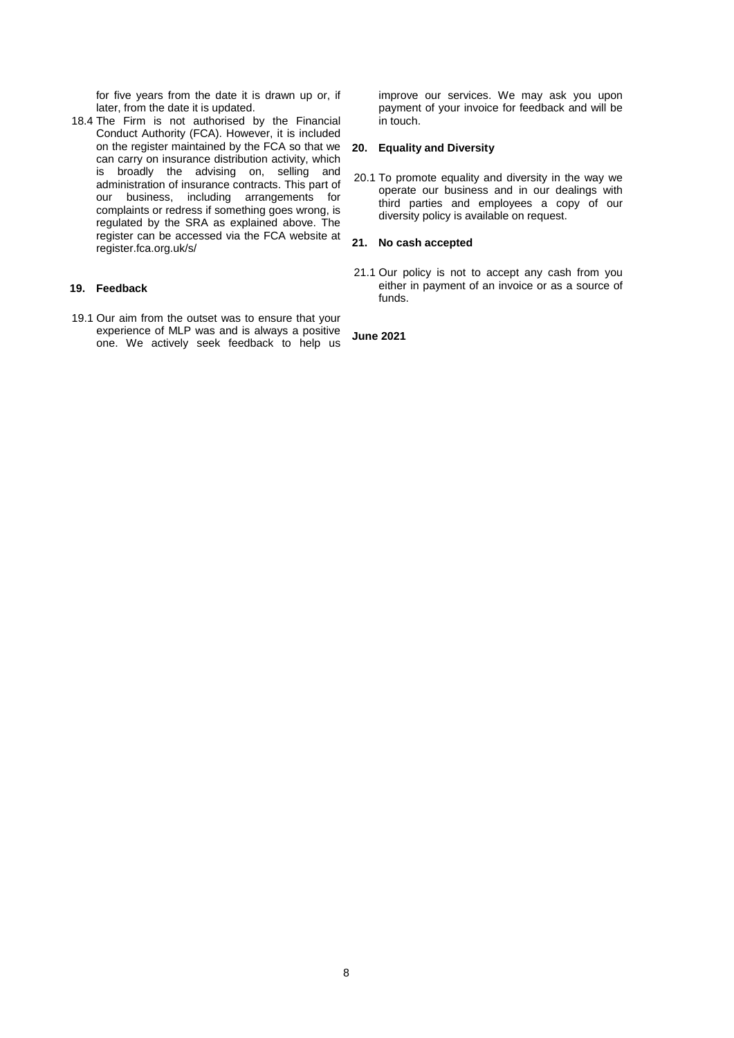for five years from the date it is drawn up or, if later, from the date it is updated.

18.4 The Firm is not authorised by the Financial Conduct Authority (FCA). However, it is included on the register maintained by the FCA so that we can carry on insurance distribution activity, which is broadly the advising on, selling and administration of insurance contracts. This part of our business, including arrangements for complaints or redress if something goes wrong, is regulated by the SRA as explained above. The register can be accessed via the FCA website at register.fca.org.uk/s/

**19. Feedback**

19.1 Our aim from the outset was to ensure that your experience of MLP was and is always a positive one. We actively seek feedback to help us improve our services. We may ask you upon payment of your invoice for feedback and will be in touch.

**20. Equality and Diversity**

20.1 To promote equality and diversity in the way we operate our business and in our dealings with third parties and employees a copy of our diversity policy is available on request.

**21. No cash accepted**

21.1 Our policy is not to accept any cash from you either in payment of an invoice or as a source of funds.

**June 2021**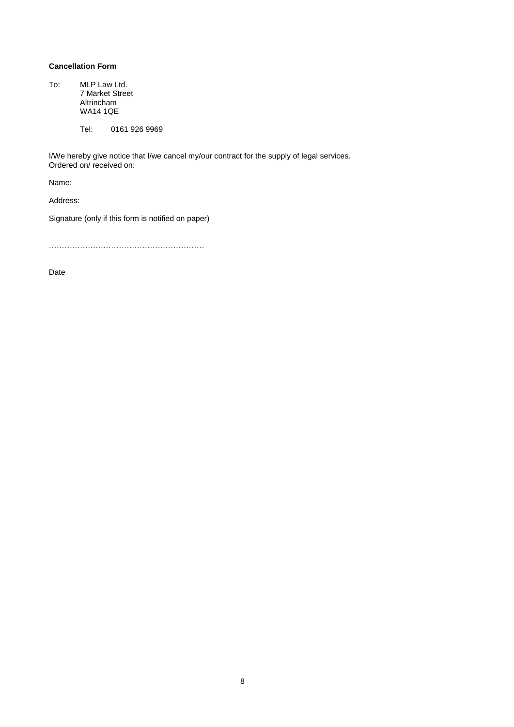**Cancellation Form**

To: MLP Law Ltd.
7 Market Street
Altrincham
WA14 1QE

Tel: 0161 926 9969

I/We hereby give notice that I/we cancel my/our contract for the supply of legal services.
Ordered on/ received on:

Name:

Address:

Signature (only if this form is notified on paper)

……………………………………………………

Date